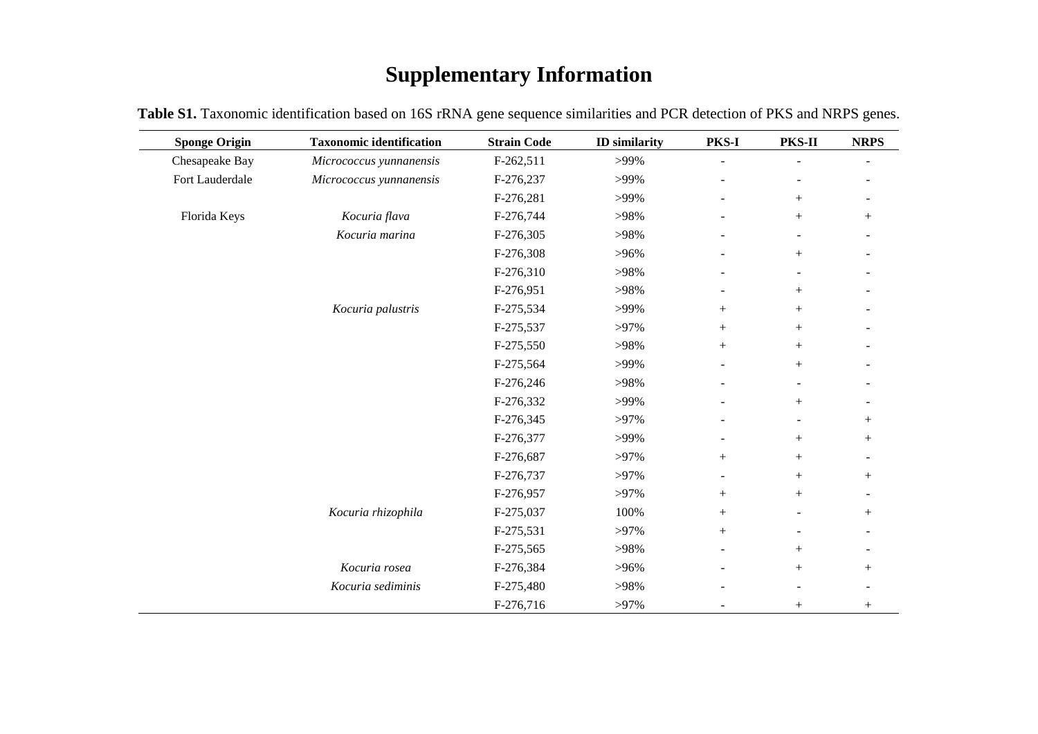# Supplementary Information

**Table S1.** Taxonomic identification based on 16S rRNA gene sequence similarities and PCR detection of PKS and NRPS genes.

| Sponge Origin | Taxonomic identification | Strain Code | ID similarity | PKS-I | PKS-II | NRPS |
|---|---|---|---|---|---|---|
| Chesapeake Bay | *Micrococcus yunnanensis* | F-262,511 | >99% | - | - | - |
| Fort Lauderdale | *Micrococcus yunnanensis* | F-276,237 | >99% | - | - | - |
| | | F-276,281 | >99% | - | + | - |
| Florida Keys | *Kocuria flava* | F-276,744 | >98% | - | + | + |
| | *Kocuria marina* | F-276,305 | >98% | - | - | - |
| | | F-276,308 | >96% | - | + | - |
| | | F-276,310 | >98% | - | - | - |
| | | F-276,951 | >98% | - | + | - |
| | *Kocuria palustris* | F-275,534 | >99% | + | + | - |
| | | F-275,537 | >97% | + | + | - |
| | | F-275,550 | >98% | + | + | - |
| | | F-275,564 | >99% | - | + | - |
| | | F-276,246 | >98% | - | - | - |
| | | F-276,332 | >99% | - | + | - |
| | | F-276,345 | >97% | - | - | + |
| | | F-276,377 | >99% | - | + | + |
| | | F-276,687 | >97% | + | + | - |
| | | F-276,737 | >97% | - | + | + |
| | | F-276,957 | >97% | + | + | - |
| | *Kocuria rhizophila* | F-275,037 | 100% | + | - | + |
| | | F-275,531 | >97% | + | - | - |
| | | F-275,565 | >98% | - | + | - |
| | *Kocuria rosea* | F-276,384 | >96% | - | + | + |
| | *Kocuria sediminis* | F-275,480 | >98% | - | - | - |
| | | F-276,716 | >97% | - | + | + |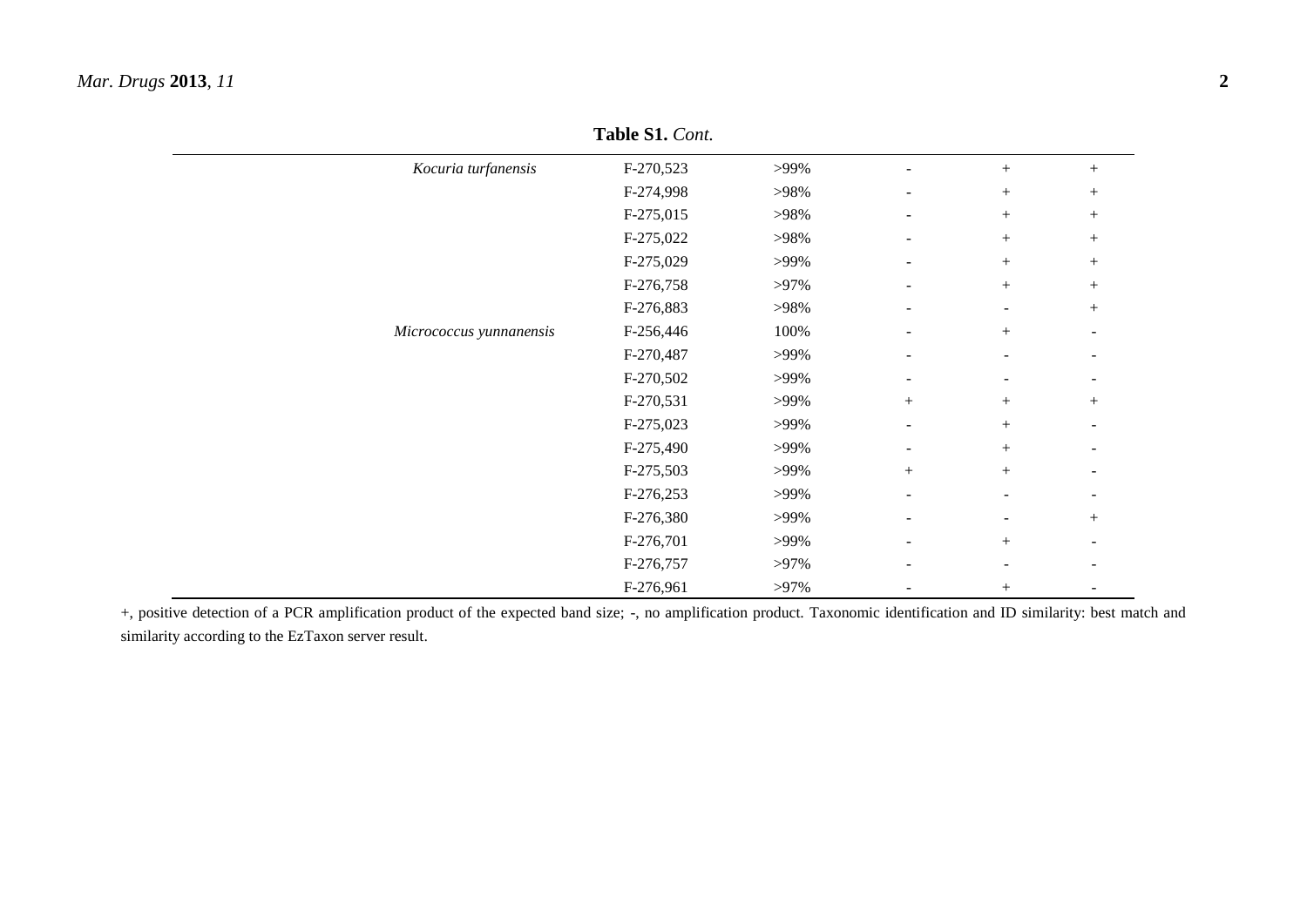**Table S1.** *Cont.*

| | | | | | |
|---|---|---|---|---|---|
| *Kocuria turfanensis* | F-270,523 | >99% | - | + | + |
| | F-274,998 | >98% | - | + | + |
| | F-275,015 | >98% | - | + | + |
| | F-275,022 | >98% | - | + | + |
| | F-275,029 | >99% | - | + | + |
| | F-276,758 | >97% | - | + | + |
| | F-276,883 | >98% | - | - | + |
| *Micrococcus yunnanensis* | F-256,446 | 100% | - | + | - |
| | F-270,487 | >99% | - | - | - |
| | F-270,502 | >99% | - | - | - |
| | F-270,531 | >99% | + | + | + |
| | F-275,023 | >99% | - | + | - |
| | F-275,490 | >99% | - | + | - |
| | F-275,503 | >99% | + | + | - |
| | F-276,253 | >99% | - | - | - |
| | F-276,380 | >99% | - | - | + |
| | F-276,701 | >99% | - | + | - |
| | F-276,757 | >97% | - | - | - |
| | F-276,961 | >97% | - | + | - |

+, positive detection of a PCR amplification product of the expected band size; -, no amplification product. Taxonomic identification and ID similarity: best match and similarity according to the EzTaxon server result.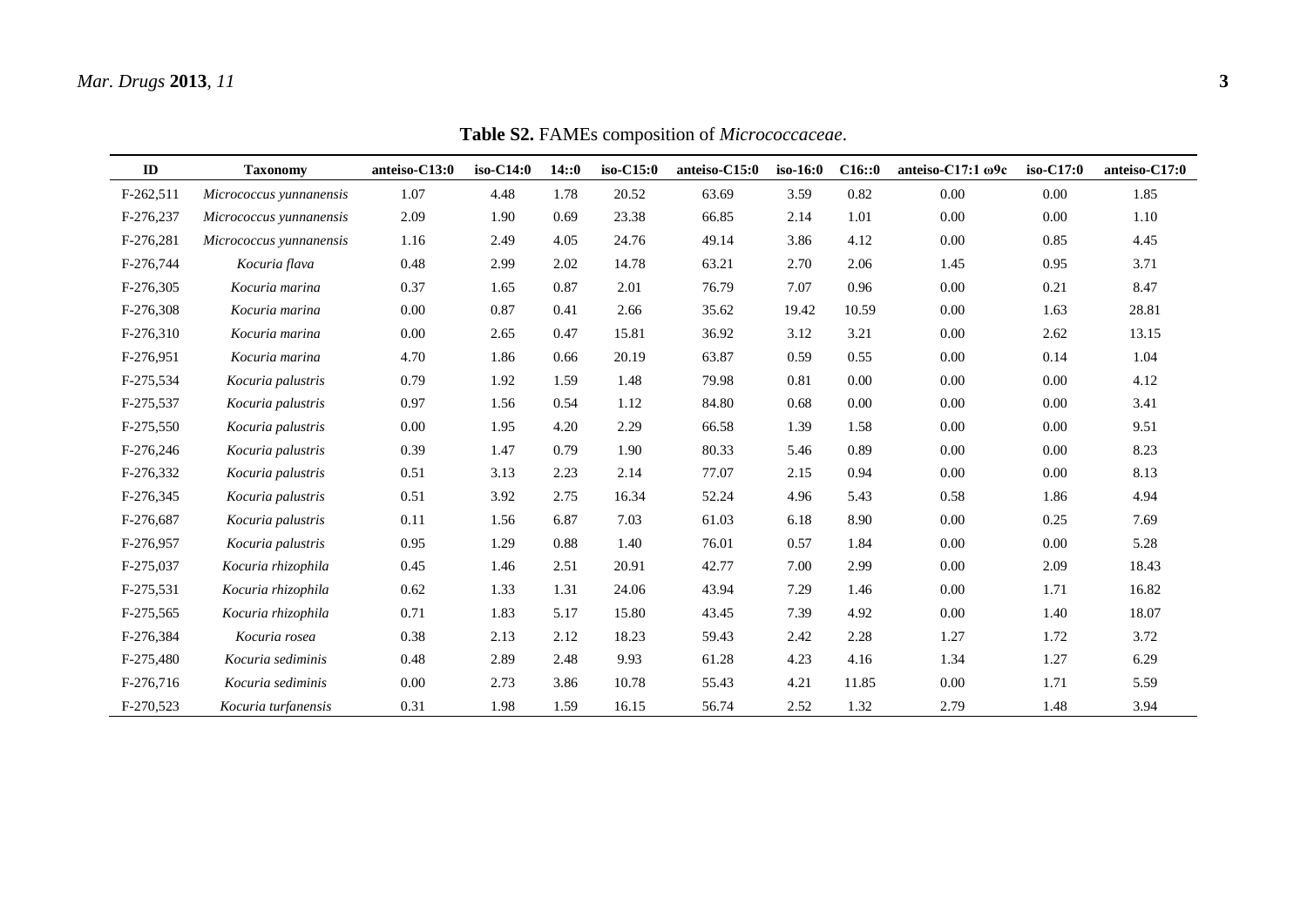**Table S2.** FAMEs composition of *Micrococcaceae*.

| ID | Taxonomy | anteiso-C13:0 | iso-C14:0 | 14::0 | iso-C15:0 | anteiso-C15:0 | iso-16:0 | C16::0 | anteiso-C17:1 ω9c | iso-C17:0 | anteiso-C17:0 |
|---|---|---|---|---|---|---|---|---|---|---|---|
| F-262,511 | *Micrococcus yunnanensis* | 1.07 | 4.48 | 1.78 | 20.52 | 63.69 | 3.59 | 0.82 | 0.00 | 0.00 | 1.85 |
| F-276,237 | *Micrococcus yunnanensis* | 2.09 | 1.90 | 0.69 | 23.38 | 66.85 | 2.14 | 1.01 | 0.00 | 0.00 | 1.10 |
| F-276,281 | *Micrococcus yunnanensis* | 1.16 | 2.49 | 4.05 | 24.76 | 49.14 | 3.86 | 4.12 | 0.00 | 0.85 | 4.45 |
| F-276,744 | *Kocuria flava* | 0.48 | 2.99 | 2.02 | 14.78 | 63.21 | 2.70 | 2.06 | 1.45 | 0.95 | 3.71 |
| F-276,305 | *Kocuria marina* | 0.37 | 1.65 | 0.87 | 2.01 | 76.79 | 7.07 | 0.96 | 0.00 | 0.21 | 8.47 |
| F-276,308 | *Kocuria marina* | 0.00 | 0.87 | 0.41 | 2.66 | 35.62 | 19.42 | 10.59 | 0.00 | 1.63 | 28.81 |
| F-276,310 | *Kocuria marina* | 0.00 | 2.65 | 0.47 | 15.81 | 36.92 | 3.12 | 3.21 | 0.00 | 2.62 | 13.15 |
| F-276,951 | *Kocuria marina* | 4.70 | 1.86 | 0.66 | 20.19 | 63.87 | 0.59 | 0.55 | 0.00 | 0.14 | 1.04 |
| F-275,534 | *Kocuria palustris* | 0.79 | 1.92 | 1.59 | 1.48 | 79.98 | 0.81 | 0.00 | 0.00 | 0.00 | 4.12 |
| F-275,537 | *Kocuria palustris* | 0.97 | 1.56 | 0.54 | 1.12 | 84.80 | 0.68 | 0.00 | 0.00 | 0.00 | 3.41 |
| F-275,550 | *Kocuria palustris* | 0.00 | 1.95 | 4.20 | 2.29 | 66.58 | 1.39 | 1.58 | 0.00 | 0.00 | 9.51 |
| F-276,246 | *Kocuria palustris* | 0.39 | 1.47 | 0.79 | 1.90 | 80.33 | 5.46 | 0.89 | 0.00 | 0.00 | 8.23 |
| F-276,332 | *Kocuria palustris* | 0.51 | 3.13 | 2.23 | 2.14 | 77.07 | 2.15 | 0.94 | 0.00 | 0.00 | 8.13 |
| F-276,345 | *Kocuria palustris* | 0.51 | 3.92 | 2.75 | 16.34 | 52.24 | 4.96 | 5.43 | 0.58 | 1.86 | 4.94 |
| F-276,687 | *Kocuria palustris* | 0.11 | 1.56 | 6.87 | 7.03 | 61.03 | 6.18 | 8.90 | 0.00 | 0.25 | 7.69 |
| F-276,957 | *Kocuria palustris* | 0.95 | 1.29 | 0.88 | 1.40 | 76.01 | 0.57 | 1.84 | 0.00 | 0.00 | 5.28 |
| F-275,037 | *Kocuria rhizophila* | 0.45 | 1.46 | 2.51 | 20.91 | 42.77 | 7.00 | 2.99 | 0.00 | 2.09 | 18.43 |
| F-275,531 | *Kocuria rhizophila* | 0.62 | 1.33 | 1.31 | 24.06 | 43.94 | 7.29 | 1.46 | 0.00 | 1.71 | 16.82 |
| F-275,565 | *Kocuria rhizophila* | 0.71 | 1.83 | 5.17 | 15.80 | 43.45 | 7.39 | 4.92 | 0.00 | 1.40 | 18.07 |
| F-276,384 | *Kocuria rosea* | 0.38 | 2.13 | 2.12 | 18.23 | 59.43 | 2.42 | 2.28 | 1.27 | 1.72 | 3.72 |
| F-275,480 | *Kocuria sediminis* | 0.48 | 2.89 | 2.48 | 9.93 | 61.28 | 4.23 | 4.16 | 1.34 | 1.27 | 6.29 |
| F-276,716 | *Kocuria sediminis* | 0.00 | 2.73 | 3.86 | 10.78 | 55.43 | 4.21 | 11.85 | 0.00 | 1.71 | 5.59 |
| F-270,523 | *Kocuria turfanensis* | 0.31 | 1.98 | 1.59 | 16.15 | 56.74 | 2.52 | 1.32 | 2.79 | 1.48 | 3.94 |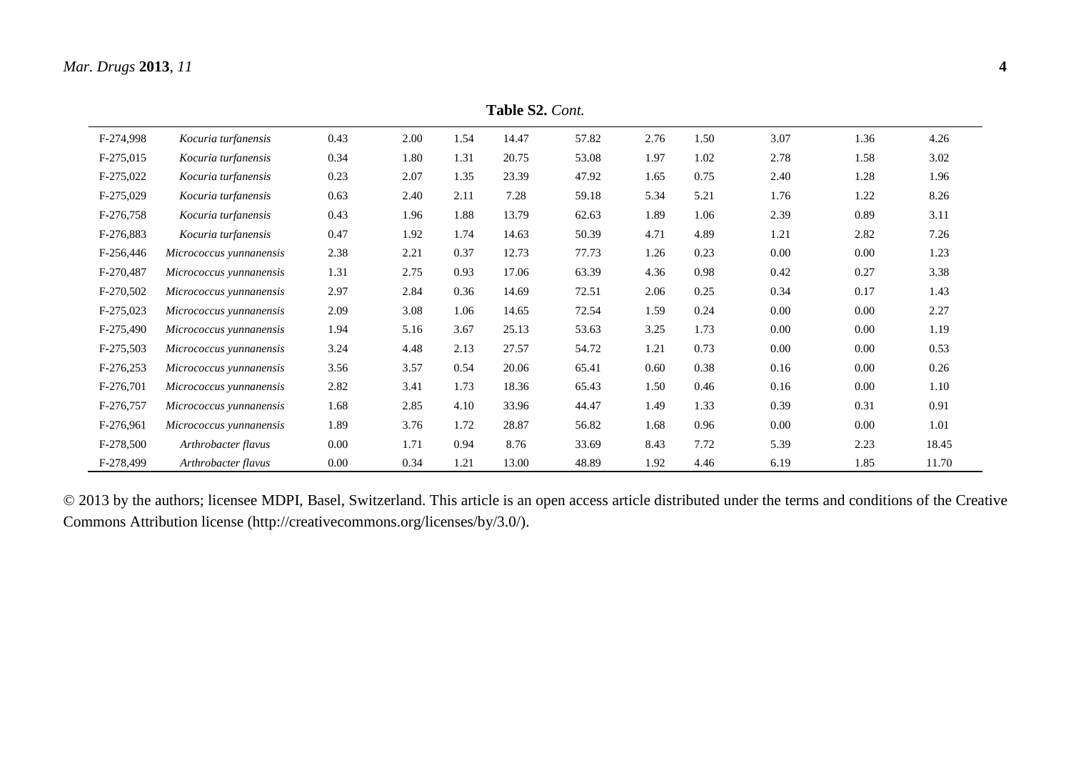**Table S2.** *Cont.*

| | | | | | | | | | | | |
|---|---|---|---|---|---|---|---|---|---|---|---|
| F-274,998 | *Kocuria turfanensis* | 0.43 | 2.00 | 1.54 | 14.47 | 57.82 | 2.76 | 1.50 | 3.07 | 1.36 | 4.26 |
| F-275,015 | *Kocuria turfanensis* | 0.34 | 1.80 | 1.31 | 20.75 | 53.08 | 1.97 | 1.02 | 2.78 | 1.58 | 3.02 |
| F-275,022 | *Kocuria turfanensis* | 0.23 | 2.07 | 1.35 | 23.39 | 47.92 | 1.65 | 0.75 | 2.40 | 1.28 | 1.96 |
| F-275,029 | *Kocuria turfanensis* | 0.63 | 2.40 | 2.11 | 7.28 | 59.18 | 5.34 | 5.21 | 1.76 | 1.22 | 8.26 |
| F-276,758 | *Kocuria turfanensis* | 0.43 | 1.96 | 1.88 | 13.79 | 62.63 | 1.89 | 1.06 | 2.39 | 0.89 | 3.11 |
| F-276,883 | *Kocuria turfanensis* | 0.47 | 1.92 | 1.74 | 14.63 | 50.39 | 4.71 | 4.89 | 1.21 | 2.82 | 7.26 |
| F-256,446 | *Micrococcus yunnanensis* | 2.38 | 2.21 | 0.37 | 12.73 | 77.73 | 1.26 | 0.23 | 0.00 | 0.00 | 1.23 |
| F-270,487 | *Micrococcus yunnanensis* | 1.31 | 2.75 | 0.93 | 17.06 | 63.39 | 4.36 | 0.98 | 0.42 | 0.27 | 3.38 |
| F-270,502 | *Micrococcus yunnanensis* | 2.97 | 2.84 | 0.36 | 14.69 | 72.51 | 2.06 | 0.25 | 0.34 | 0.17 | 1.43 |
| F-275,023 | *Micrococcus yunnanensis* | 2.09 | 3.08 | 1.06 | 14.65 | 72.54 | 1.59 | 0.24 | 0.00 | 0.00 | 2.27 |
| F-275,490 | *Micrococcus yunnanensis* | 1.94 | 5.16 | 3.67 | 25.13 | 53.63 | 3.25 | 1.73 | 0.00 | 0.00 | 1.19 |
| F-275,503 | *Micrococcus yunnanensis* | 3.24 | 4.48 | 2.13 | 27.57 | 54.72 | 1.21 | 0.73 | 0.00 | 0.00 | 0.53 |
| F-276,253 | *Micrococcus yunnanensis* | 3.56 | 3.57 | 0.54 | 20.06 | 65.41 | 0.60 | 0.38 | 0.16 | 0.00 | 0.26 |
| F-276,701 | *Micrococcus yunnanensis* | 2.82 | 3.41 | 1.73 | 18.36 | 65.43 | 1.50 | 0.46 | 0.16 | 0.00 | 1.10 |
| F-276,757 | *Micrococcus yunnanensis* | 1.68 | 2.85 | 4.10 | 33.96 | 44.47 | 1.49 | 1.33 | 0.39 | 0.31 | 0.91 |
| F-276,961 | *Micrococcus yunnanensis* | 1.89 | 3.76 | 1.72 | 28.87 | 56.82 | 1.68 | 0.96 | 0.00 | 0.00 | 1.01 |
| F-278,500 | *Arthrobacter flavus* | 0.00 | 1.71 | 0.94 | 8.76 | 33.69 | 8.43 | 7.72 | 5.39 | 2.23 | 18.45 |
| F-278,499 | *Arthrobacter flavus* | 0.00 | 0.34 | 1.21 | 13.00 | 48.89 | 1.92 | 4.46 | 6.19 | 1.85 | 11.70 |

© 2013 by the authors; licensee MDPI, Basel, Switzerland. This article is an open access article distributed under the terms and conditions of the Creative Commons Attribution license (http://creativecommons.org/licenses/by/3.0/).